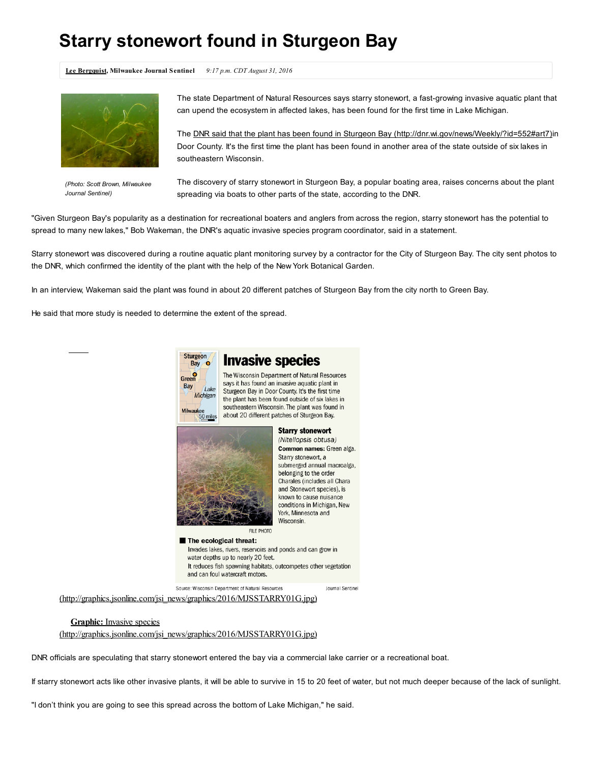# Starry stonewort found in Sturgeon Bay

**Lee Bergquist, Milwaukee Journal Sentinel** *9:17 p.m. CDT August 31, 2016*

*(Photo: Scott Brown, Milwaukee Journal Sentinel)*

The state Department of Natural Resources says starry stonewort, a fast-growing invasive aquatic plant that can upend the ecosystem in affected lakes, has been found for the first time in Lake Michigan.

The DNR said that the plant has been found in Sturgeon Bay (http://dnr.wi.gov/news/Weekly/?id=552#art7)in Door County. It's the first time the plant has been found in another area of the state outside of six lakes in southeastern Wisconsin.

The discovery of starry stonewort in Sturgeon Bay, a popular boating area, raises concerns about the plant spreading via boats to other parts of the state, according to the DNR.

"Given Sturgeon Bay's popularity as a destination for recreational boaters and anglers from across the region, starry stonewort has the potential to spread to many new lakes," Bob Wakeman, the DNR's aquatic invasive species program coordinator, said in a statement.

Starry stonewort was discovered during a routine aquatic plant monitoring survey by a contractor for the City of Sturgeon Bay. The city sent photos to the DNR, which confirmed the identity of the plant with the help of the New York Botanical Garden.

In an interview, Wakeman said the plant was found in about 20 different patches of Sturgeon Bay from the city north to Green Bay.

He said that more study is needed to determine the extent of the spread.

**Invasive species**

The Wisconsin Department of Natural Resources says it has found an invasive aquatic plant in Sturgeon Bay in Door County. It's the first time the plant has been found outside of six lakes in southeastern Wisconsin. The plant was found in about 20 different patches of Sturgeon Bay.

**Starry stonewort**
*(Nitellopsis obtusa)*
**Common names:** Green alga.
Starry stonewort, a submerged annual macroalga, belonging to the order Charales (includes all Chara and Stonewort species), is known to cause nuisance conditions in Michigan, New York, Minnesota and Wisconsin.

FILE PHOTO

**The ecological threat:**
Invades lakes, rivers, reservoirs and ponds and can grow in water depths up to nearly 20 feet.
It reduces fish spawning habitats, outcompetes other vegetation and can foul watercraft motors.

Source: Wisconsin Department of Natural Resources — Journal Sentinel

(http://graphics.jsonline.com/jsi_news/graphics/2016/MJSSTARRY01G.jpg)

**Graphic:** Invasive species
(http://graphics.jsonline.com/jsi_news/graphics/2016/MJSSTARRY01G.jpg)

DNR officials are speculating that starry stonewort entered the bay via a commercial lake carrier or a recreational boat.

If starry stonewort acts like other invasive plants, it will be able to survive in 15 to 20 feet of water, but not much deeper because of the lack of sunlight.

"I don't think you are going to see this spread across the bottom of Lake Michigan," he said.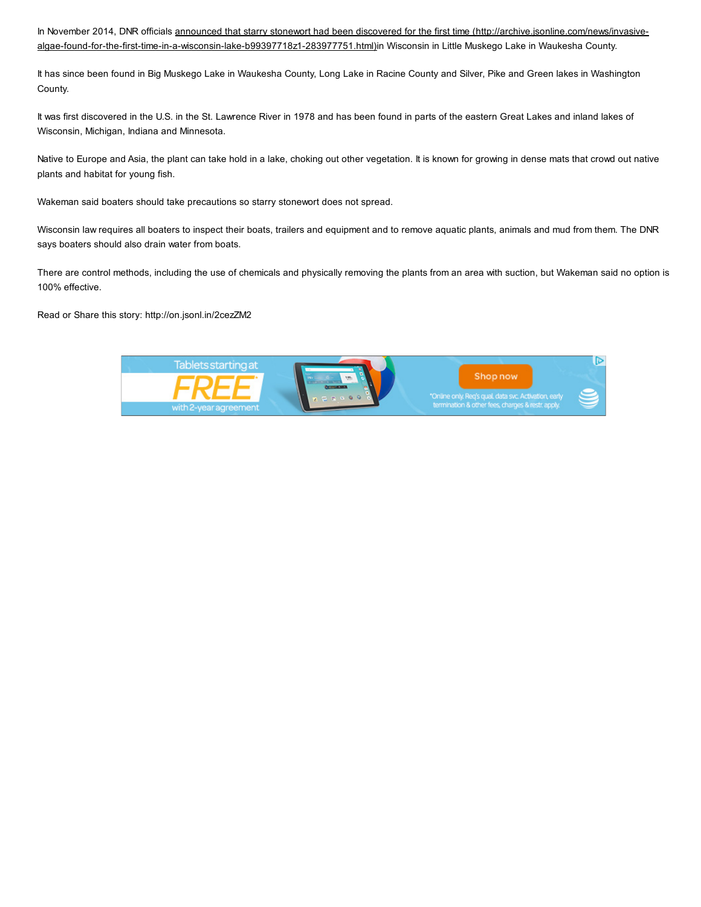In November 2014, DNR officials announced that starry stonewort had been discovered for the first time (http://archive.jsonline.com/news/invasive-algae-found-for-the-first-time-in-a-wisconsin-lake-b99397718z1-283977751.html)in Wisconsin in Little Muskego Lake in Waukesha County.

It has since been found in Big Muskego Lake in Waukesha County, Long Lake in Racine County and Silver, Pike and Green lakes in Washington County.

It was first discovered in the U.S. in the St. Lawrence River in 1978 and has been found in parts of the eastern Great Lakes and inland lakes of Wisconsin, Michigan, Indiana and Minnesota.

Native to Europe and Asia, the plant can take hold in a lake, choking out other vegetation. It is known for growing in dense mats that crowd out native plants and habitat for young fish.

Wakeman said boaters should take precautions so starry stonewort does not spread.

Wisconsin law requires all boaters to inspect their boats, trailers and equipment and to remove aquatic plants, animals and mud from them. The DNR says boaters should also drain water from boats.

There are control methods, including the use of chemicals and physically removing the plants from an area with suction, but Wakeman said no option is 100% effective.

Read or Share this story: http://on.jsonl.in/2cezZM2